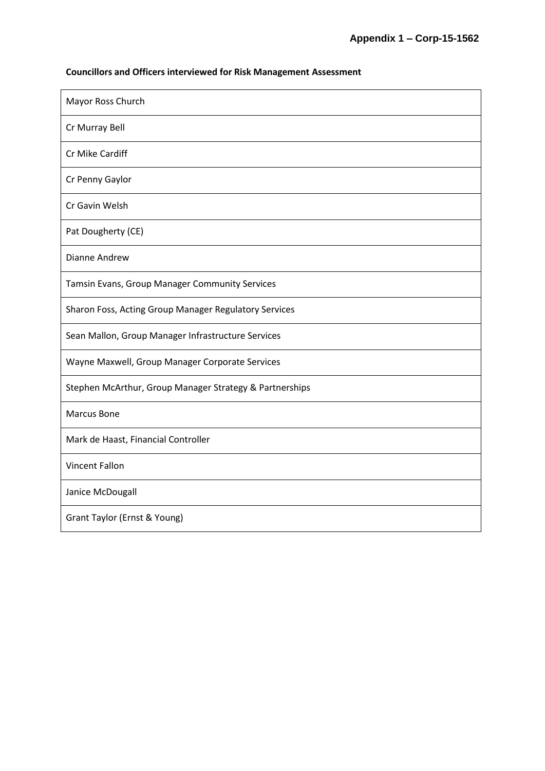**Appendix 1 – Corp-15-1562**

**Councillors and Officers interviewed for Risk Management Assessment**

| |
|---|
| Mayor Ross Church |
| Cr Murray Bell |
| Cr Mike Cardiff |
| Cr Penny Gaylor |
| Cr Gavin Welsh |
| Pat Dougherty (CE) |
| Dianne Andrew |
| Tamsin Evans, Group Manager Community Services |
| Sharon Foss, Acting Group Manager Regulatory Services |
| Sean Mallon, Group Manager Infrastructure Services |
| Wayne Maxwell, Group Manager Corporate Services |
| Stephen McArthur, Group Manager Strategy & Partnerships |
| Marcus Bone |
| Mark de Haast, Financial Controller |
| Vincent Fallon |
| Janice McDougall |
| Grant Taylor (Ernst & Young) |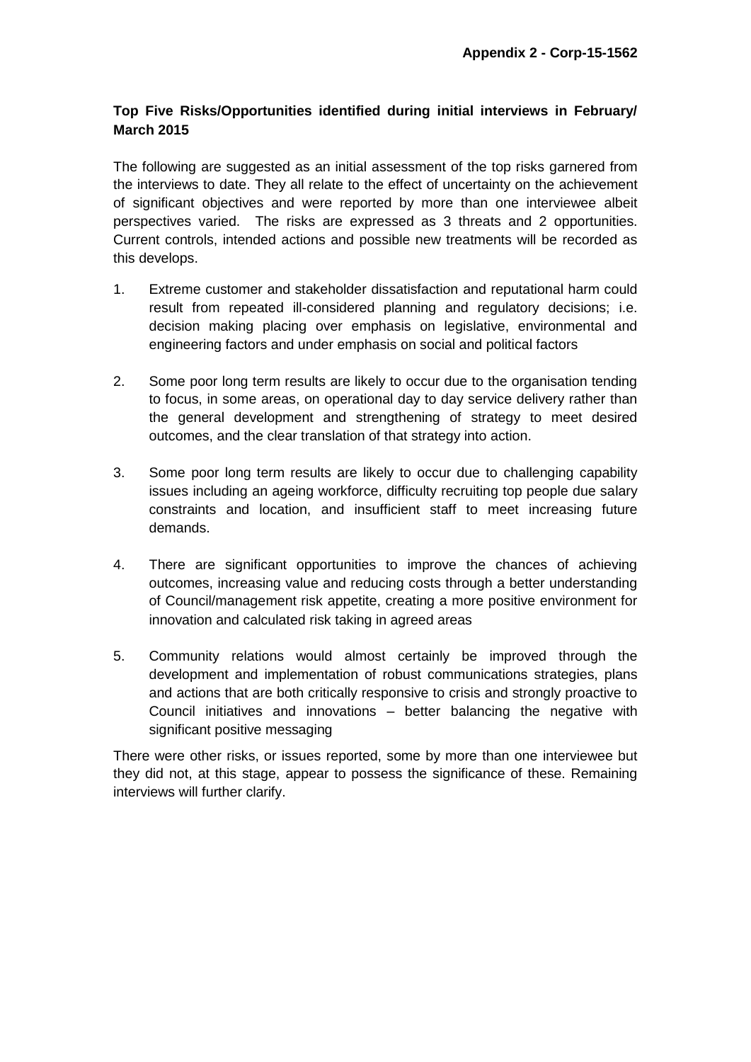**Appendix 2 - Corp-15-1562**

**Top Five Risks/Opportunities identified during initial interviews in February/ March 2015**

The following are suggested as an initial assessment of the top risks garnered from the interviews to date. They all relate to the effect of uncertainty on the achievement of significant objectives and were reported by more than one interviewee albeit perspectives varied. The risks are expressed as 3 threats and 2 opportunities. Current controls, intended actions and possible new treatments will be recorded as this develops.

1. Extreme customer and stakeholder dissatisfaction and reputational harm could result from repeated ill-considered planning and regulatory decisions; i.e. decision making placing over emphasis on legislative, environmental and engineering factors and under emphasis on social and political factors

2. Some poor long term results are likely to occur due to the organisation tending to focus, in some areas, on operational day to day service delivery rather than the general development and strengthening of strategy to meet desired outcomes, and the clear translation of that strategy into action.

3. Some poor long term results are likely to occur due to challenging capability issues including an ageing workforce, difficulty recruiting top people due salary constraints and location, and insufficient staff to meet increasing future demands.

4. There are significant opportunities to improve the chances of achieving outcomes, increasing value and reducing costs through a better understanding of Council/management risk appetite, creating a more positive environment for innovation and calculated risk taking in agreed areas

5. Community relations would almost certainly be improved through the development and implementation of robust communications strategies, plans and actions that are both critically responsive to crisis and strongly proactive to Council initiatives and innovations – better balancing the negative with significant positive messaging

There were other risks, or issues reported, some by more than one interviewee but they did not, at this stage, appear to possess the significance of these. Remaining interviews will further clarify.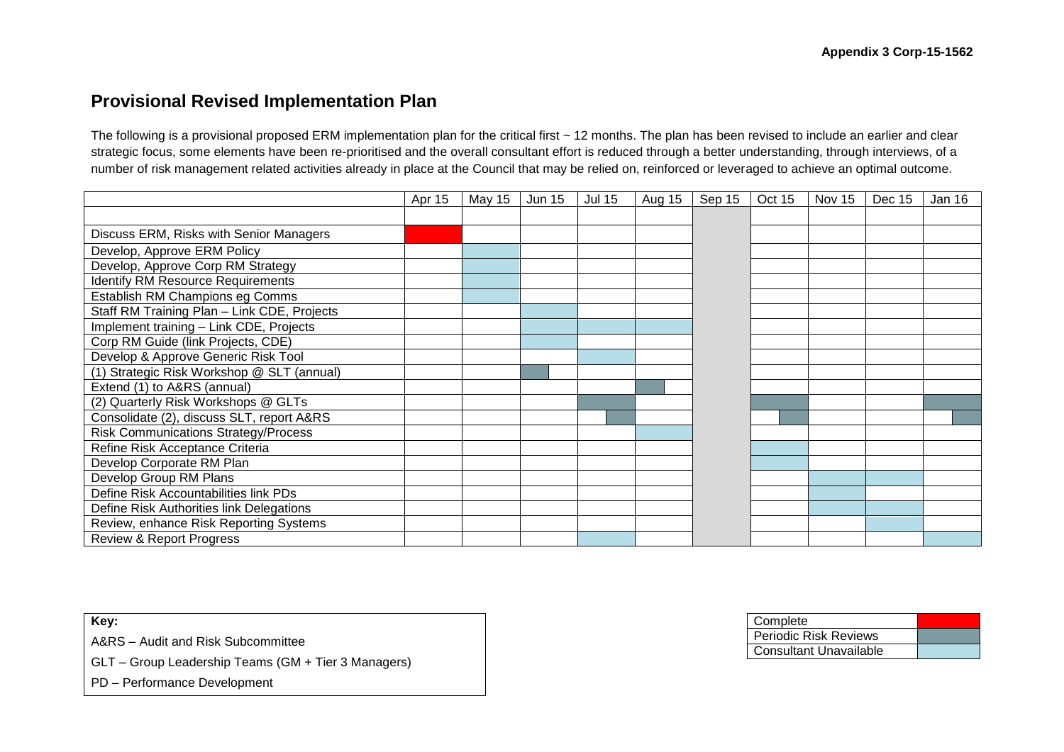**Appendix 3 Corp-15-1562**

## Provisional Revised Implementation Plan

The following is a provisional proposed ERM implementation plan for the critical first ~ 12 months. The plan has been revised to include an earlier and clear strategic focus, some elements have been re-prioritised and the overall consultant effort is reduced through a better understanding, through interviews, of a number of risk management related activities already in place at the Council that may be relied on, reinforced or leveraged to achieve an optimal outcome.

| | Apr 15 | May 15 | Jun 15 | Jul 15 | Aug 15 | Sep 15 | Oct 15 | Nov 15 | Dec 15 | Jan 16 |
|---|---|---|---|---|---|---|---|---|---|---|
| | | | | | | | | | | |
| Discuss ERM, Risks with Senior Managers | | | | | | | | | | |
| Develop, Approve ERM Policy | | | | | | | | | | |
| Develop, Approve Corp RM Strategy | | | | | | | | | | |
| Identify RM Resource Requirements | | | | | | | | | | |
| Establish RM Champions eg Comms | | | | | | | | | | |
| Staff RM Training Plan – Link CDE, Projects | | | | | | | | | | |
| Implement training – Link CDE, Projects | | | | | | | | | | |
| Corp RM Guide (link Projects, CDE) | | | | | | | | | | |
| Develop & Approve Generic Risk Tool | | | | | | | | | | |
| (1) Strategic Risk Workshop @ SLT (annual) | | | | | | | | | | |
| Extend (1) to A&RS (annual) | | | | | | | | | | |
| (2) Quarterly Risk Workshops @ GLTs | | | | | | | | | | |
| Consolidate (2), discuss SLT, report A&RS | | | | | | | | | | |
| Risk Communications Strategy/Process | | | | | | | | | | |
| Refine Risk Acceptance Criteria | | | | | | | | | | |
| Develop Corporate RM Plan | | | | | | | | | | |
| Develop Group RM Plans | | | | | | | | | | |
| Define Risk Accountabilities link PDs | | | | | | | | | | |
| Define Risk Authorities link Delegations | | | | | | | | | | |
| Review, enhance Risk Reporting Systems | | | | | | | | | | |
| Review & Report Progress | | | | | | | | | | |

**Key:**

A&RS – Audit and Risk Subcommittee

GLT – Group Leadership Teams (GM + Tier 3 Managers)

PD – Performance Development

| | |
|---|---|
| Complete | |
| Periodic Risk Reviews | |
| Consultant Unavailable | |